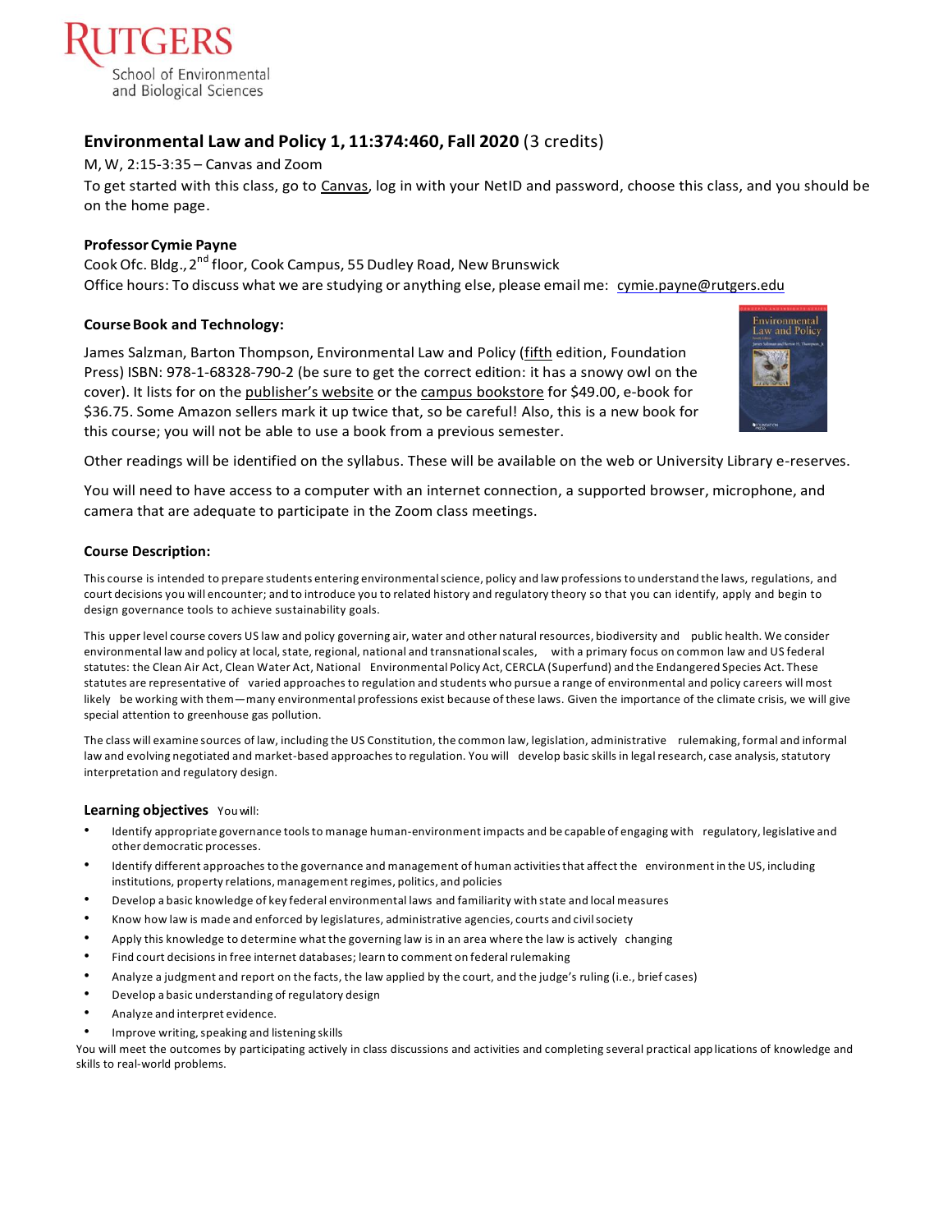RUTGERS
School of Environmental and Biological Sciences

## Environmental Law and Policy 1, 11:374:460, Fall 2020 (3 credits)

M, W, 2:15-3:35 – Canvas and Zoom

To get started with this class, go to Canvas, log in with your NetID and password, choose this class, and you should be on the home page.

**Professor Cymie Payne**

Cook Ofc. Bldg., 2nd floor, Cook Campus, 55 Dudley Road, New Brunswick

Office hours: To discuss what we are studying or anything else, please email me: cymie.payne@rutgers.edu

**Course Book and Technology:**

James Salzman, Barton Thompson, Environmental Law and Policy (fifth edition, Foundation Press) ISBN: 978-1-68328-790-2 (be sure to get the correct edition: it has a snowy owl on the cover). It lists for on the publisher's website or the campus bookstore for $49.00, e-book for $36.75. Some Amazon sellers mark it up twice that, so be careful! Also, this is a new book for this course; you will not be able to use a book from a previous semester.

Other readings will be identified on the syllabus. These will be available on the web or University Library e-reserves.

You will need to have access to a computer with an internet connection, a supported browser, microphone, and camera that are adequate to participate in the Zoom class meetings.

**Course Description:**

This course is intended to prepare students entering environmental science, policy and law professions to understand the laws, regulations, and court decisions you will encounter; and to introduce you to related history and regulatory theory so that you can identify, apply and begin to design governance tools to achieve sustainability goals.

This upper level course covers US law and policy governing air, water and other natural resources, biodiversity and public health. We consider environmental law and policy at local, state, regional, national and transnational scales, with a primary focus on common law and US federal statutes: the Clean Air Act, Clean Water Act, National Environmental Policy Act, CERCLA (Superfund) and the Endangered Species Act. These statutes are representative of varied approaches to regulation and students who pursue a range of environmental and policy careers will most likely be working with them—many environmental professions exist because of these laws. Given the importance of the climate crisis, we will give special attention to greenhouse gas pollution.

The class will examine sources of law, including the US Constitution, the common law, legislation, administrative rulemaking, formal and informal law and evolving negotiated and market-based approaches to regulation. You will develop basic skills in legal research, case analysis, statutory interpretation and regulatory design.

**Learning objectives** You will:

- Identify appropriate governance tools to manage human-environment impacts and be capable of engaging with regulatory, legislative and other democratic processes.
- Identify different approaches to the governance and management of human activities that affect the environment in the US, including institutions, property relations, management regimes, politics, and policies
- Develop a basic knowledge of key federal environmental laws and familiarity with state and local measures
- Know how law is made and enforced by legislatures, administrative agencies, courts and civil society
- Apply this knowledge to determine what the governing law is in an area where the law is actively changing
- Find court decisions in free internet databases; learn to comment on federal rulemaking
- Analyze a judgment and report on the facts, the law applied by the court, and the judge's ruling (i.e., brief cases)
- Develop a basic understanding of regulatory design
- Analyze and interpret evidence.
- Improve writing, speaking and listening skills

You will meet the outcomes by participating actively in class discussions and activities and completing several practical applications of knowledge and skills to real-world problems.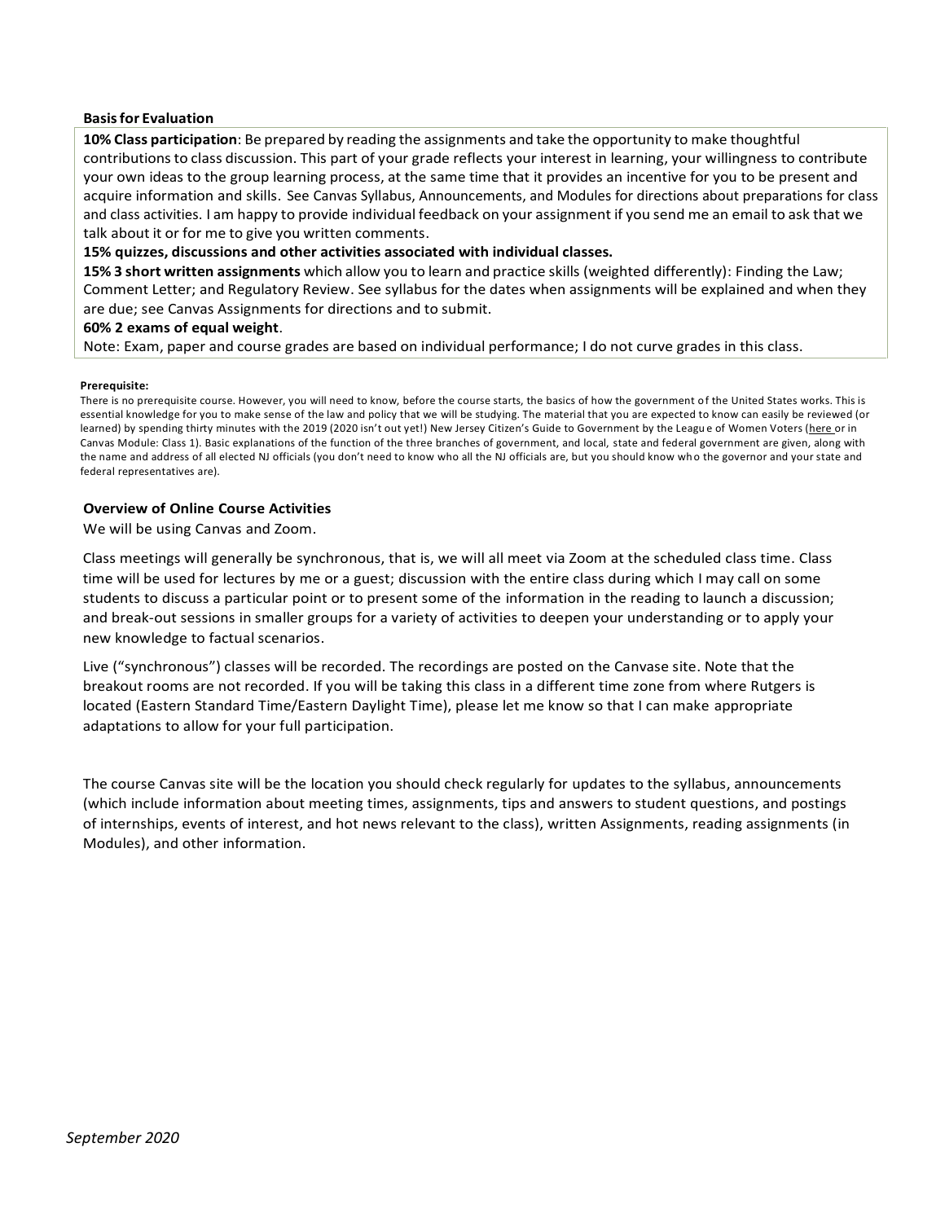**Basis for Evaluation**

**10% Class participation**: Be prepared by reading the assignments and take the opportunity to make thoughtful contributions to class discussion. This part of your grade reflects your interest in learning, your willingness to contribute your own ideas to the group learning process, at the same time that it provides an incentive for you to be present and acquire information and skills. See Canvas Syllabus, Announcements, and Modules for directions about preparations for class and class activities. I am happy to provide individual feedback on your assignment if you send me an email to ask that we talk about it or for me to give you written comments.

**15% quizzes, discussions and other activities associated with individual classes.**

**15% 3 short written assignments** which allow you to learn and practice skills (weighted differently): Finding the Law; Comment Letter; and Regulatory Review. See syllabus for the dates when assignments will be explained and when they are due; see Canvas Assignments for directions and to submit.

**60% 2 exams of equal weight**.

Note: Exam, paper and course grades are based on individual performance; I do not curve grades in this class.

**Prerequisite:**

There is no prerequisite course. However, you will need to know, before the course starts, the basics of how the government of the United States works. This is essential knowledge for you to make sense of the law and policy that we will be studying. The material that you are expected to know can easily be reviewed (or learned) by spending thirty minutes with the 2019 (2020 isn't out yet!) New Jersey Citizen's Guide to Government by the League of Women Voters (here or in Canvas Module: Class 1). Basic explanations of the function of the three branches of government, and local, state and federal government are given, along with the name and address of all elected NJ officials (you don't need to know who all the NJ officials are, but you should know who the governor and your state and federal representatives are).

**Overview of Online Course Activities**

We will be using Canvas and Zoom.

Class meetings will generally be synchronous, that is, we will all meet via Zoom at the scheduled class time. Class time will be used for lectures by me or a guest; discussion with the entire class during which I may call on some students to discuss a particular point or to present some of the information in the reading to launch a discussion; and break-out sessions in smaller groups for a variety of activities to deepen your understanding or to apply your new knowledge to factual scenarios.

Live ("synchronous") classes will be recorded. The recordings are posted on the Canvase site. Note that the breakout rooms are not recorded. If you will be taking this class in a different time zone from where Rutgers is located (Eastern Standard Time/Eastern Daylight Time), please let me know so that I can make appropriate adaptations to allow for your full participation.

The course Canvas site will be the location you should check regularly for updates to the syllabus, announcements (which include information about meeting times, assignments, tips and answers to student questions, and postings of internships, events of interest, and hot news relevant to the class), written Assignments, reading assignments (in Modules), and other information.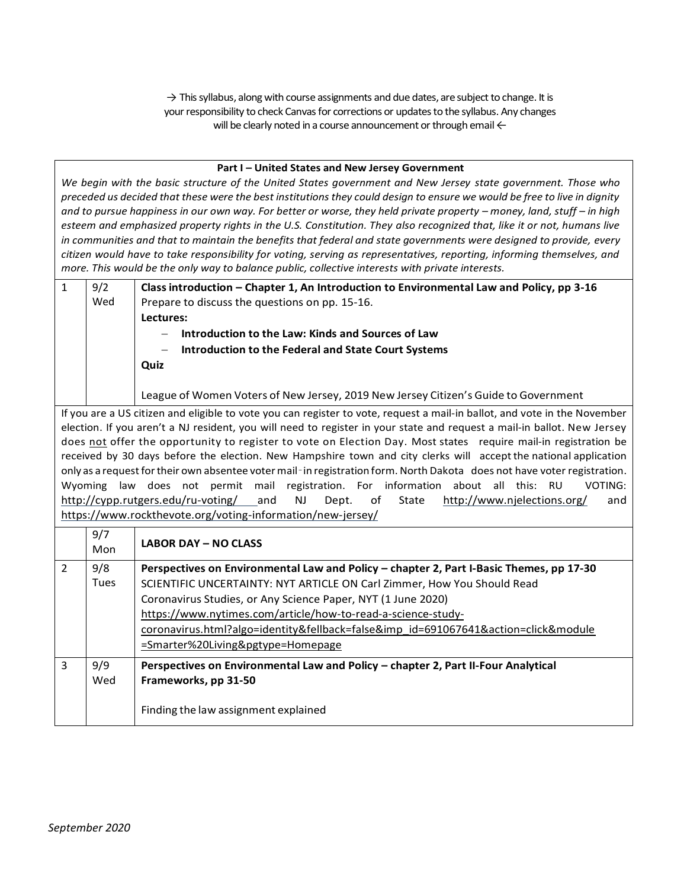→ This syllabus, along with course assignments and due dates, are subject to change. It is your responsibility to check Canvas for corrections or updates to the syllabus. Any changes will be clearly noted in a course announcement or through email ←

| | | |
|---|---|---|
| **Part I – United States and New Jersey Government** *We begin with the basic structure of the United States government and New Jersey state government. Those who preceded us decided that these were the best institutions they could design to ensure we would be free to live in dignity and to pursue happiness in our own way. For better or worse, they held private property – money, land, stuff – in high esteem and emphasized property rights in the U.S. Constitution. They also recognized that, like it or not, humans live in communities and that to maintain the benefits that federal and state governments were designed to provide, every citizen would have to take responsibility for voting, serving as representatives, reporting, informing themselves, and more. This would be the only way to balance public, collective interests with private interests.* | | |
| 1 | 9/2 Wed | **Class introduction – Chapter 1, An Introduction to Environmental Law and Policy, pp 3-16** Prepare to discuss the questions on pp. 15-16. **Lectures:** – **Introduction to the Law: Kinds and Sources of Law** – **Introduction to the Federal and State Court Systems** **Quiz** League of Women Voters of New Jersey, 2019 New Jersey Citizen's Guide to Government |
| If you are a US citizen and eligible to vote you can register to vote, request a mail-in ballot, and vote in the November election. If you aren't a NJ resident, you will need to register in your state and request a mail-in ballot. New Jersey does not offer the opportunity to register to vote on Election Day. Most states require mail-in registration be received by 30 days before the election. New Hampshire town and city clerks will accept the national application only as a request for their own absentee voter mail-in registration form. North Dakota does not have voter registration. Wyoming law does not permit mail registration. For information about all this: RU VOTING: http://cypp.rutgers.edu/ru-voting/ and NJ Dept. of State http://www.njelections.org/ and https://www.rockthevote.org/voting-information/new-jersey/ | | |
| | 9/7 Mon | **LABOR DAY – NO CLASS** |
| 2 | 9/8 Tues | **Perspectives on Environmental Law and Policy – chapter 2, Part I-Basic Themes, pp 17-30** SCIENTIFIC UNCERTAINTY: NYT ARTICLE ON Carl Zimmer, How You Should Read Coronavirus Studies, or Any Science Paper, NYT (1 June 2020) https://www.nytimes.com/article/how-to-read-a-science-study-coronavirus.html?algo=identity&fellback=false&imp_id=691067641&action=click&module=Smarter%20Living&pgtype=Homepage |
| 3 | 9/9 Wed | **Perspectives on Environmental Law and Policy – chapter 2, Part II-Four Analytical Frameworks, pp 31-50** Finding the law assignment explained |

*September 2020*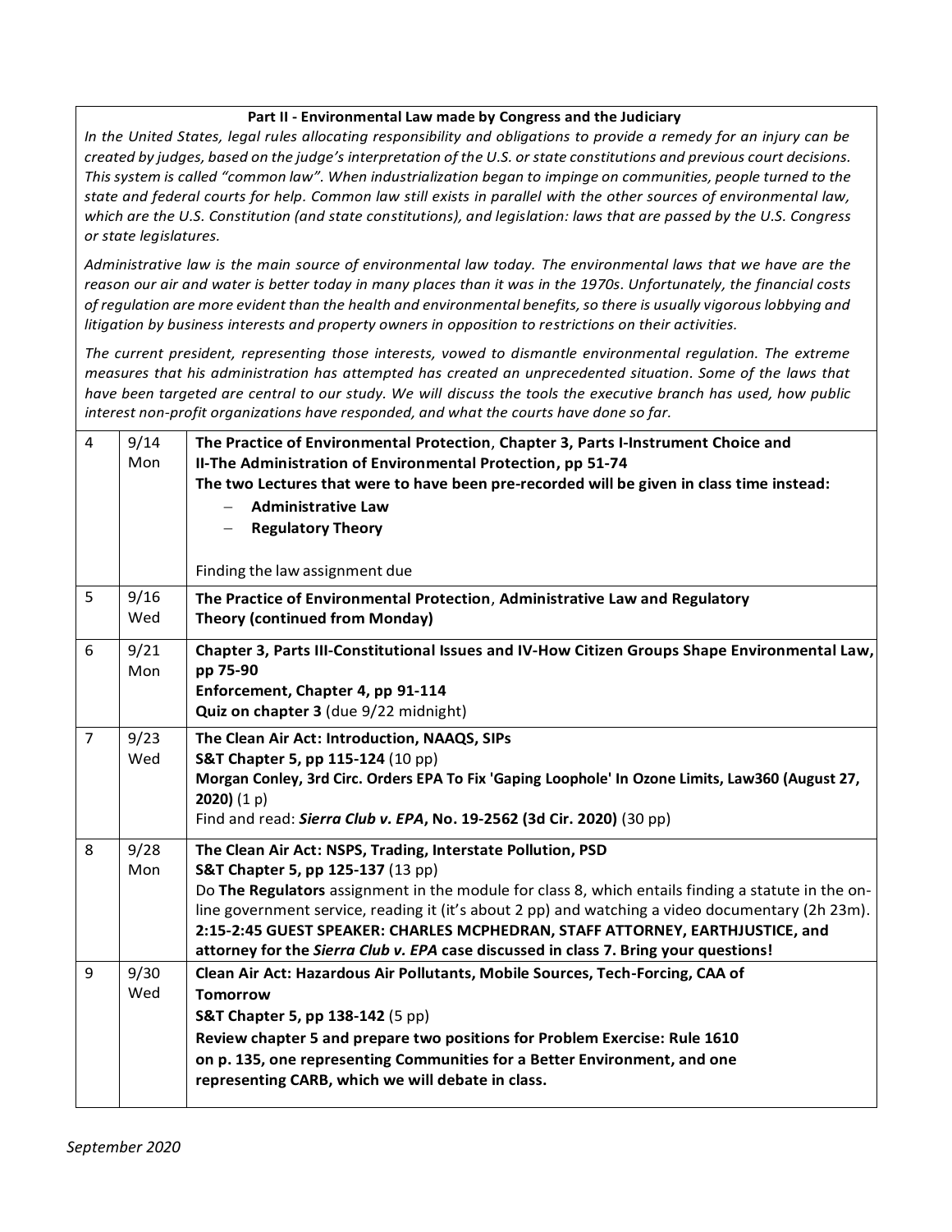**Part II - Environmental Law made by Congress and the Judiciary**

*In the United States, legal rules allocating responsibility and obligations to provide a remedy for an injury can be created by judges, based on the judge's interpretation of the U.S. or state constitutions and previous court decisions. This system is called "common law". When industrialization began to impinge on communities, people turned to the state and federal courts for help. Common law still exists in parallel with the other sources of environmental law, which are the U.S. Constitution (and state constitutions), and legislation: laws that are passed by the U.S. Congress or state legislatures.*

*Administrative law is the main source of environmental law today. The environmental laws that we have are the reason our air and water is better today in many places than it was in the 1970s. Unfortunately, the financial costs of regulation are more evident than the health and environmental benefits, so there is usually vigorous lobbying and litigation by business interests and property owners in opposition to restrictions on their activities.*

*The current president, representing those interests, vowed to dismantle environmental regulation. The extreme measures that his administration has attempted has created an unprecedented situation. Some of the laws that have been targeted are central to our study. We will discuss the tools the executive branch has used, how public interest non-profit organizations have responded, and what the courts have done so far.*

| | | |
|---|---|---|
| 4 | 9/14 Mon | **The Practice of Environmental Protection**, **Chapter 3, Parts I-Instrument Choice and II-The Administration of Environmental Protection, pp 51-74**<br>**The two Lectures that were to have been pre-recorded will be given in class time instead:**<br>– **Administrative Law**<br>– **Regulatory Theory**<br><br>Finding the law assignment due |
| 5 | 9/16 Wed | **The Practice of Environmental Protection**, **Administrative Law and Regulatory Theory (continued from Monday)** |
| 6 | 9/21 Mon | **Chapter 3, Parts III-Constitutional Issues and IV-How Citizen Groups Shape Environmental Law, pp 75-90**<br>**Enforcement, Chapter 4, pp 91-114**<br>**Quiz on chapter 3** (due 9/22 midnight) |
| 7 | 9/23 Wed | **The Clean Air Act: Introduction, NAAQS, SIPs**<br>**S&T Chapter 5, pp 115-124** (10 pp)<br>**Morgan Conley, 3rd Circ. Orders EPA To Fix 'Gaping Loophole' In Ozone Limits, Law360 (August 27, 2020)** (1 p)<br>Find and read: ***Sierra Club v. EPA*, No. 19-2562 (3d Cir. 2020)** (30 pp) |
| 8 | 9/28 Mon | **The Clean Air Act: NSPS, Trading, Interstate Pollution, PSD**<br>**S&T Chapter 5, pp 125-137** (13 pp)<br>Do **The Regulators** assignment in the module for class 8, which entails finding a statute in the on-line government service, reading it (it's about 2 pp) and watching a video documentary (2h 23m).<br>**2:15-2:45 GUEST SPEAKER: CHARLES MCPHEDRAN, STAFF ATTORNEY, EARTHJUSTICE, and attorney for the *Sierra Club v. EPA* case discussed in class 7. Bring your questions!** |
| 9 | 9/30 Wed | **Clean Air Act: Hazardous Air Pollutants, Mobile Sources, Tech-Forcing, CAA of Tomorrow**<br>**S&T Chapter 5, pp 138-142** (5 pp)<br>**Review chapter 5 and prepare two positions for Problem Exercise: Rule 1610 on p. 135, one representing Communities for a Better Environment, and one representing CARB, which we will debate in class.** |

*September 2020*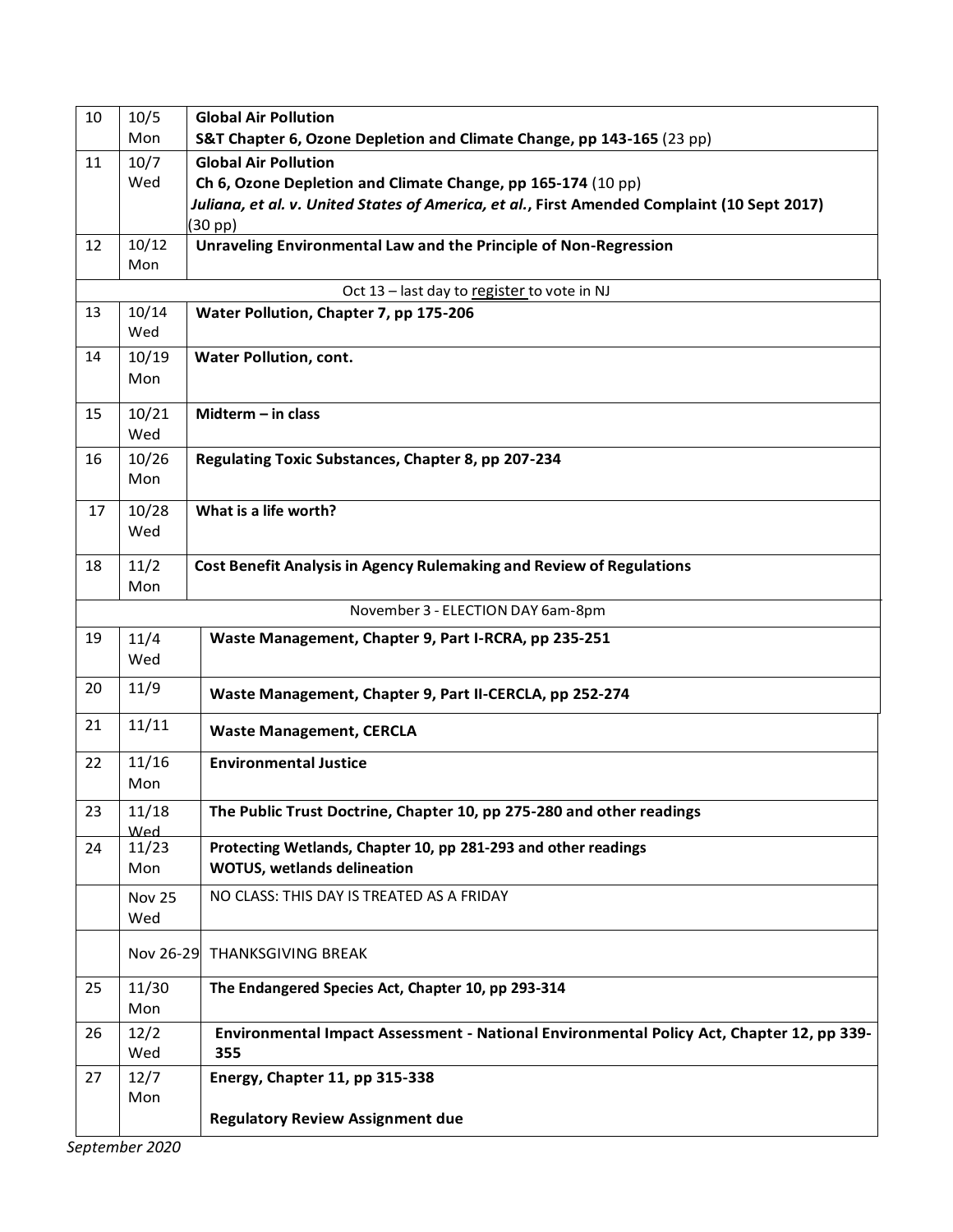| 10 | 10/5 Mon | **Global Air Pollution** **S&T Chapter 6, Ozone Depletion and Climate Change, pp 143-165** (23 pp) |
|---|---|---|
| 11 | 10/7 Wed | **Global Air Pollution** **Ch 6, Ozone Depletion and Climate Change, pp 165-174** (10 pp) ***Juliana, et al. v. United States of America, et al.*, First Amended Complaint (10 Sept 2017)** (30 pp) |
| 12 | 10/12 Mon | **Unraveling Environmental Law and the Principle of Non-Regression** |
| | | Oct 13 – last day to register to vote in NJ |
| 13 | 10/14 Wed | **Water Pollution, Chapter 7, pp 175-206** |
| 14 | 10/19 Mon | **Water Pollution, cont.** |
| 15 | 10/21 Wed | **Midterm – in class** |
| 16 | 10/26 Mon | **Regulating Toxic Substances, Chapter 8, pp 207-234** |
| 17 | 10/28 Wed | **What is a life worth?** |
| 18 | 11/2 Mon | **Cost Benefit Analysis in Agency Rulemaking and Review of Regulations** |
| | | November 3 - ELECTION DAY 6am-8pm |
| 19 | 11/4 Wed | **Waste Management, Chapter 9, Part I-RCRA, pp 235-251** |
| 20 | 11/9 | **Waste Management, Chapter 9, Part II-CERCLA, pp 252-274** |
| 21 | 11/11 | **Waste Management, CERCLA** |
| 22 | 11/16 Mon | **Environmental Justice** |
| 23 | 11/18 Wed | **The Public Trust Doctrine, Chapter 10, pp 275-280 and other readings** |
| 24 | 11/23 Mon | **Protecting Wetlands, Chapter 10, pp 281-293 and other readings** **WOTUS, wetlands delineation** |
| | Nov 25 Wed | NO CLASS: THIS DAY IS TREATED AS A FRIDAY |
| | Nov 26-29 | THANKSGIVING BREAK |
| 25 | 11/30 Mon | **The Endangered Species Act, Chapter 10, pp 293-314** |
| 26 | 12/2 Wed | **Environmental Impact Assessment - National Environmental Policy Act, Chapter 12, pp 339-355** |
| 27 | 12/7 Mon | **Energy, Chapter 11, pp 315-338** **Regulatory Review Assignment due** |

*September 2020*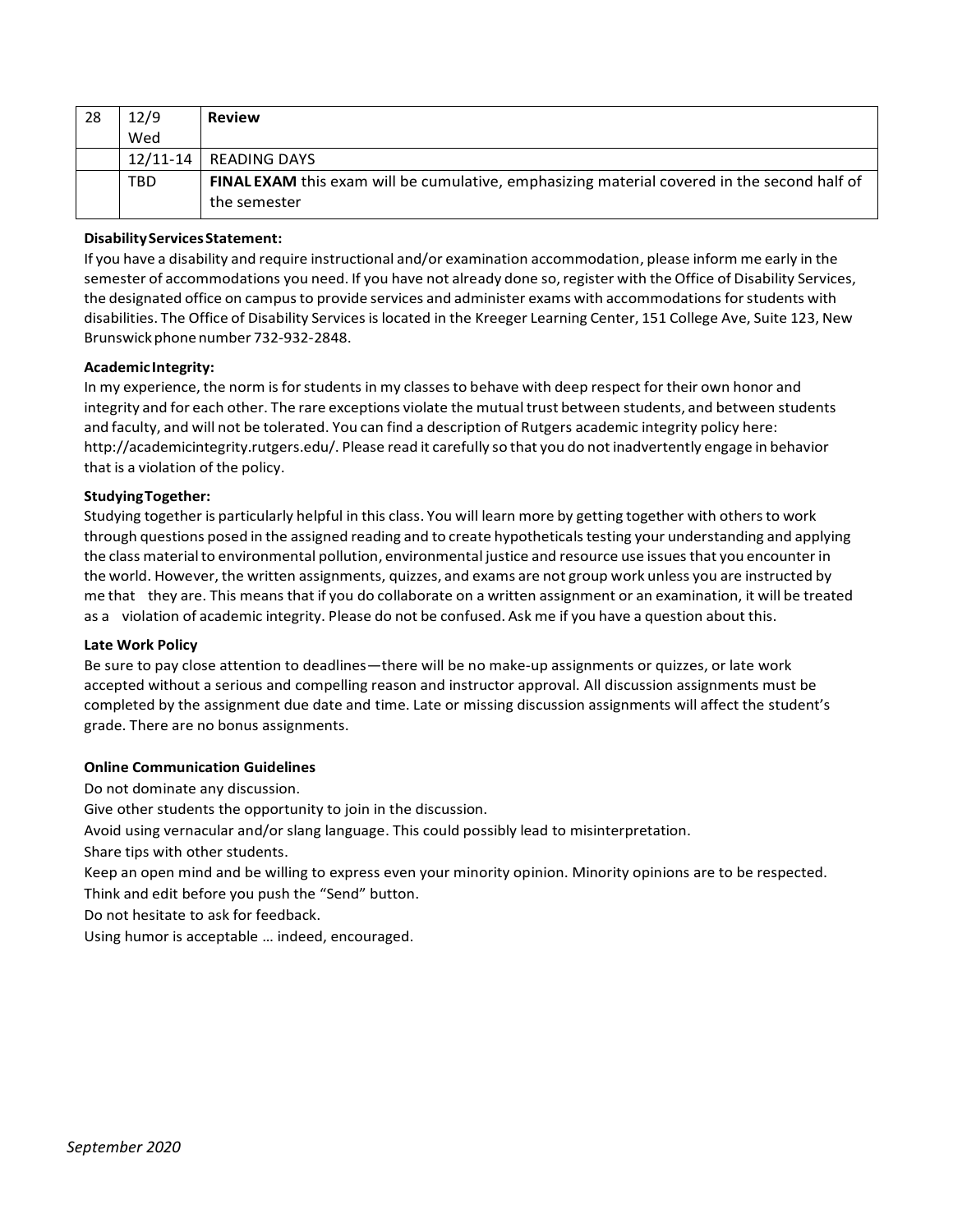| | | |
|---|---|---|
| 28 | 12/9 Wed | **Review** |
| | 12/11-14 | READING DAYS |
| | TBD | **FINAL EXAM** this exam will be cumulative, emphasizing material covered in the second half of the semester |

**Disability Services Statement:**
If you have a disability and require instructional and/or examination accommodation, please inform me early in the semester of accommodations you need. If you have not already done so, register with the Office of Disability Services, the designated office on campus to provide services and administer exams with accommodations for students with disabilities. The Office of Disability Services is located in the Kreeger Learning Center, 151 College Ave, Suite 123, New Brunswick phone number 732-932-2848.

**Academic Integrity:**
In my experience, the norm is for students in my classes to behave with deep respect for their own honor and integrity and for each other. The rare exceptions violate the mutual trust between students, and between students and faculty, and will not be tolerated. You can find a description of Rutgers academic integrity policy here: http://academicintegrity.rutgers.edu/. Please read it carefully so that you do not inadvertently engage in behavior that is a violation of the policy.

**Studying Together:**
Studying together is particularly helpful in this class. You will learn more by getting together with others to work through questions posed in the assigned reading and to create hypotheticals testing your understanding and applying the class material to environmental pollution, environmental justice and resource use issues that you encounter in the world. However, the written assignments, quizzes, and exams are not group work unless you are instructed by me that they are. This means that if you do collaborate on a written assignment or an examination, it will be treated as a violation of academic integrity. Please do not be confused. Ask me if you have a question about this.

**Late Work Policy**
Be sure to pay close attention to deadlines—there will be no make-up assignments or quizzes, or late work accepted without a serious and compelling reason and instructor approval. All discussion assignments must be completed by the assignment due date and time. Late or missing discussion assignments will affect the student's grade. There are no bonus assignments.

**Online Communication Guidelines**

Do not dominate any discussion.
Give other students the opportunity to join in the discussion.
Avoid using vernacular and/or slang language. This could possibly lead to misinterpretation.
Share tips with other students.
Keep an open mind and be willing to express even your minority opinion. Minority opinions are to be respected.
Think and edit before you push the "Send" button.
Do not hesitate to ask for feedback.
Using humor is acceptable … indeed, encouraged.

*September 2020*